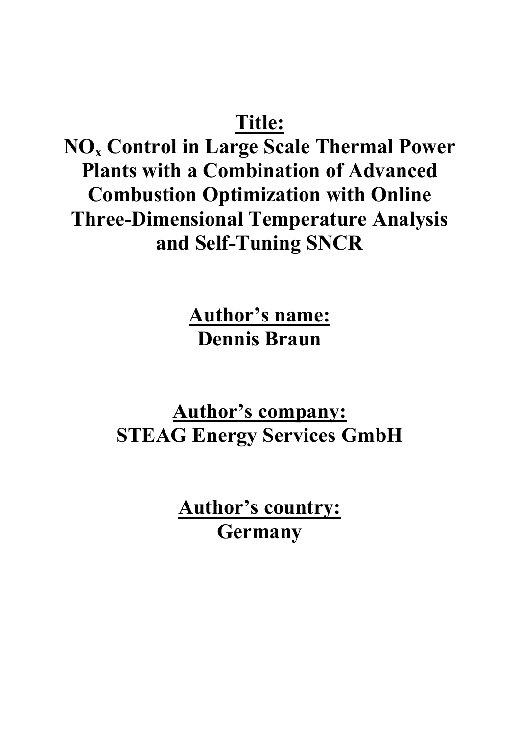**<u>Title:</u>**

# $NO_x$ Control in Large Scale Thermal Power Plants with a Combination of Advanced Combustion Optimization with Online Three-Dimensional Temperature Analysis and Self-Tuning SNCR

**<u>Author's name:</u>**

**Dennis Braun**

**<u>Author's company:</u>**

**STEAG Energy Services GmbH**

**<u>Author's country:</u>**

**Germany**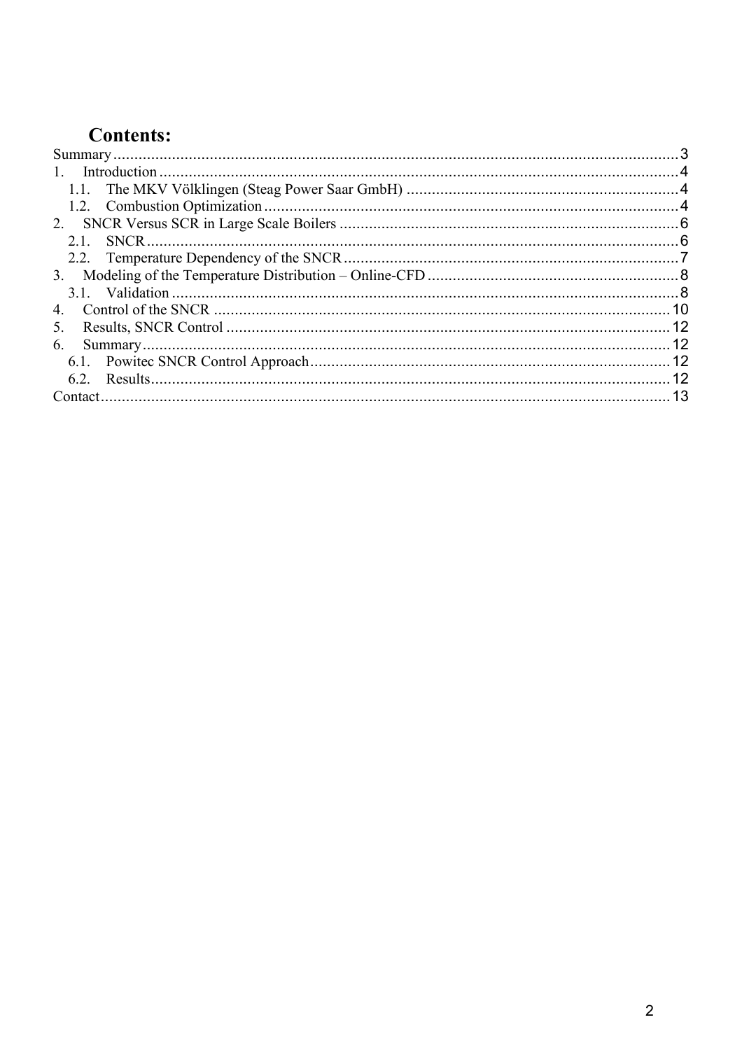# Contents:

Summary ..... 3
1. Introduction ..... 4
   1.1. The MKV Völklingen (Steag Power Saar GmbH) ..... 4
   1.2. Combustion Optimization ..... 4
2. SNCR Versus SCR in Large Scale Boilers ..... 6
   2.1. SNCR ..... 6
   2.2. Temperature Dependency of the SNCR ..... 7
3. Modeling of the Temperature Distribution – Online-CFD ..... 8
   3.1. Validation ..... 8
4. Control of the SNCR ..... 10
5. Results, SNCR Control ..... 12
6. Summary ..... 12
   6.1. Powitec SNCR Control Approach ..... 12
   6.2. Results ..... 12
Contact ..... 13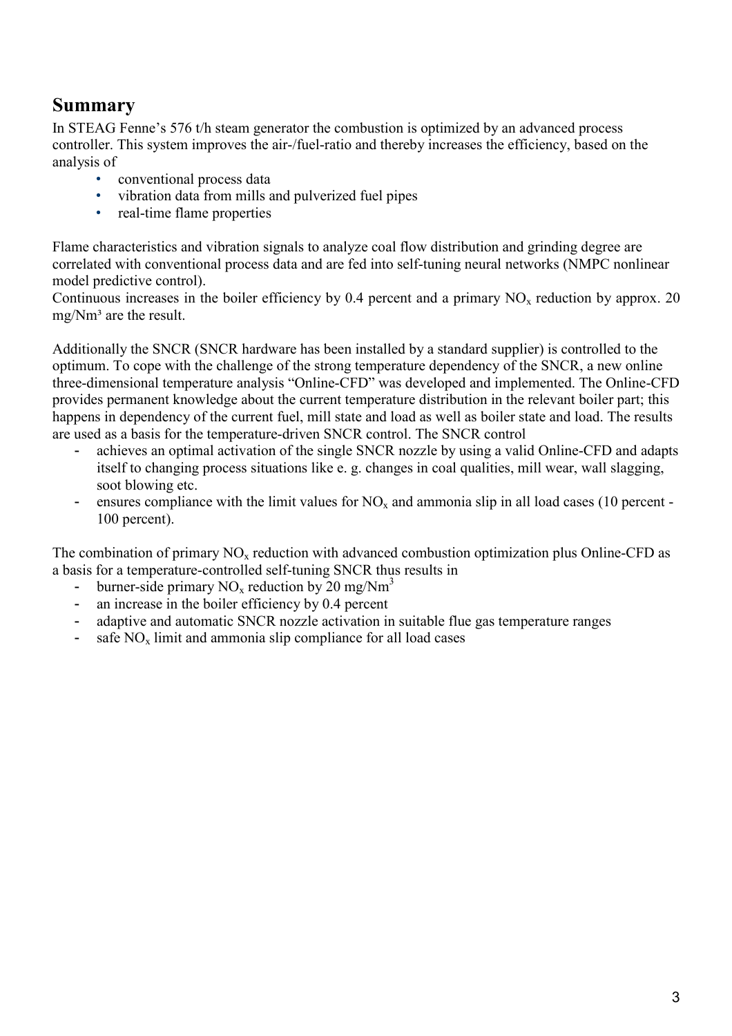## Summary

In STEAG Fenne's 576 t/h steam generator the combustion is optimized by an advanced process controller. This system improves the air-/fuel-ratio and thereby increases the efficiency, based on the analysis of

- conventional process data
- vibration data from mills and pulverized fuel pipes
- real-time flame properties

Flame characteristics and vibration signals to analyze coal flow distribution and grinding degree are correlated with conventional process data and are fed into self-tuning neural networks (NMPC nonlinear model predictive control).

Continuous increases in the boiler efficiency by 0.4 percent and a primary $NO_x$ reduction by approx. 20 mg/Nm³ are the result.

Additionally the SNCR (SNCR hardware has been installed by a standard supplier) is controlled to the optimum. To cope with the challenge of the strong temperature dependency of the SNCR, a new online three-dimensional temperature analysis "Online-CFD" was developed and implemented. The Online-CFD provides permanent knowledge about the current temperature distribution in the relevant boiler part; this happens in dependency of the current fuel, mill state and load as well as boiler state and load. The results are used as a basis for the temperature-driven SNCR control. The SNCR control

- achieves an optimal activation of the single SNCR nozzle by using a valid Online-CFD and adapts itself to changing process situations like e. g. changes in coal qualities, mill wear, wall slagging, soot blowing etc.
- ensures compliance with the limit values for $NO_x$ and ammonia slip in all load cases (10 percent - 100 percent).

The combination of primary $NO_x$ reduction with advanced combustion optimization plus Online-CFD as a basis for a temperature-controlled self-tuning SNCR thus results in

- burner-side primary $NO_x$ reduction by 20 mg/Nm$^3$
- an increase in the boiler efficiency by 0.4 percent
- adaptive and automatic SNCR nozzle activation in suitable flue gas temperature ranges
- safe $NO_x$ limit and ammonia slip compliance for all load cases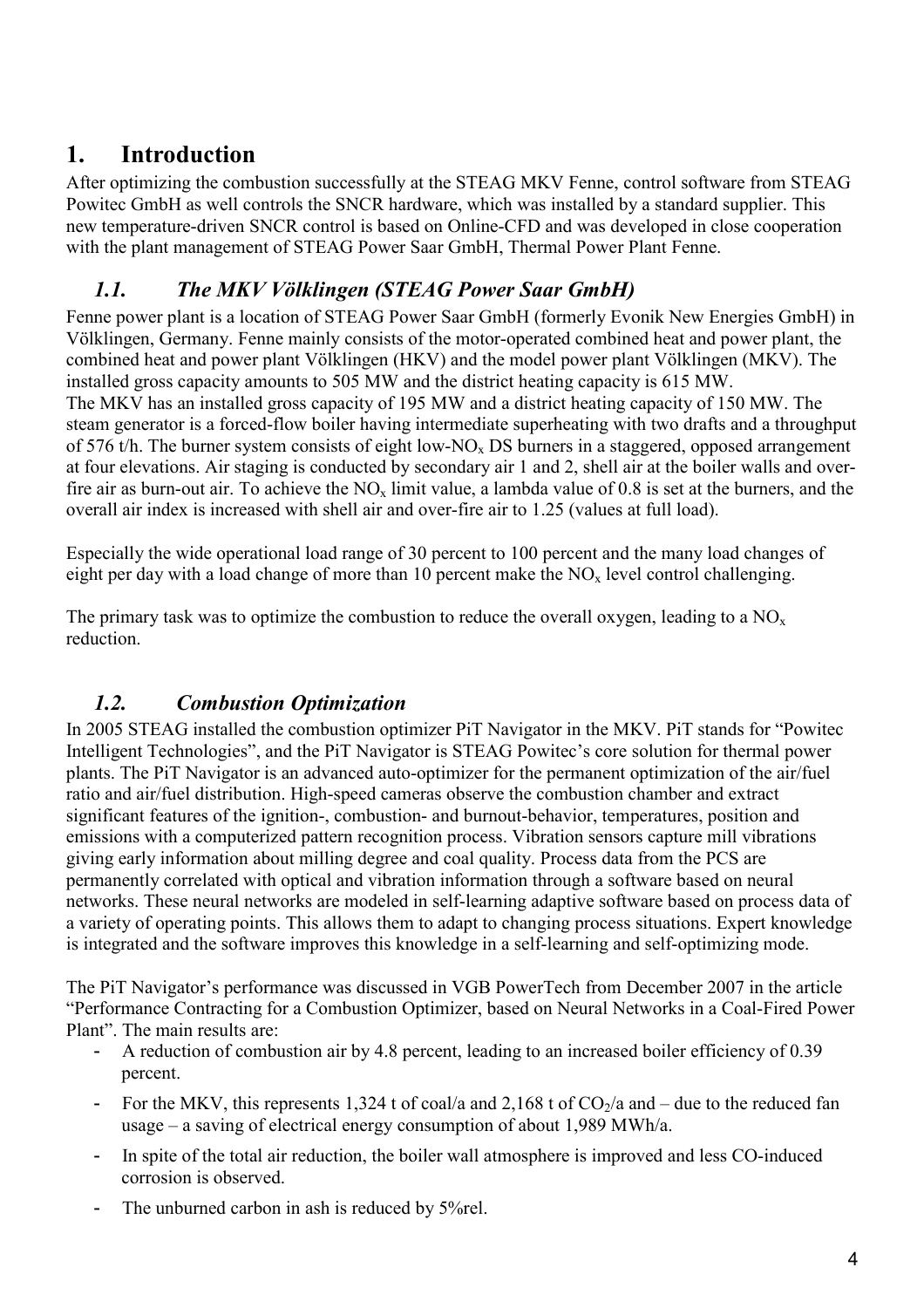# 1. Introduction

After optimizing the combustion successfully at the STEAG MKV Fenne, control software from STEAG Powitec GmbH as well controls the SNCR hardware, which was installed by a standard supplier. This new temperature-driven SNCR control is based on Online-CFD and was developed in close cooperation with the plant management of STEAG Power Saar GmbH, Thermal Power Plant Fenne.

## *1.1. The MKV Völklingen (STEAG Power Saar GmbH)*

Fenne power plant is a location of STEAG Power Saar GmbH (formerly Evonik New Energies GmbH) in Völklingen, Germany. Fenne mainly consists of the motor-operated combined heat and power plant, the combined heat and power plant Völklingen (HKV) and the model power plant Völklingen (MKV). The installed gross capacity amounts to 505 MW and the district heating capacity is 615 MW.
The MKV has an installed gross capacity of 195 MW and a district heating capacity of 150 MW. The steam generator is a forced-flow boiler having intermediate superheating with two drafts and a throughput of 576 t/h. The burner system consists of eight low-$NO_x$ DS burners in a staggered, opposed arrangement at four elevations. Air staging is conducted by secondary air 1 and 2, shell air at the boiler walls and over-fire air as burn-out air. To achieve the $NO_x$ limit value, a lambda value of 0.8 is set at the burners, and the overall air index is increased with shell air and over-fire air to 1.25 (values at full load).

Especially the wide operational load range of 30 percent to 100 percent and the many load changes of eight per day with a load change of more than 10 percent make the $NO_x$ level control challenging.

The primary task was to optimize the combustion to reduce the overall oxygen, leading to a $NO_x$ reduction.

## *1.2. Combustion Optimization*

In 2005 STEAG installed the combustion optimizer PiT Navigator in the MKV. PiT stands for "Powitec Intelligent Technologies", and the PiT Navigator is STEAG Powitec's core solution for thermal power plants. The PiT Navigator is an advanced auto-optimizer for the permanent optimization of the air/fuel ratio and air/fuel distribution. High-speed cameras observe the combustion chamber and extract significant features of the ignition-, combustion- and burnout-behavior, temperatures, position and emissions with a computerized pattern recognition process. Vibration sensors capture mill vibrations giving early information about milling degree and coal quality. Process data from the PCS are permanently correlated with optical and vibration information through a software based on neural networks. These neural networks are modeled in self-learning adaptive software based on process data of a variety of operating points. This allows them to adapt to changing process situations. Expert knowledge is integrated and the software improves this knowledge in a self-learning and self-optimizing mode.

The PiT Navigator's performance was discussed in VGB PowerTech from December 2007 in the article "Performance Contracting for a Combustion Optimizer, based on Neural Networks in a Coal-Fired Power Plant". The main results are:

- A reduction of combustion air by 4.8 percent, leading to an increased boiler efficiency of 0.39 percent.
- For the MKV, this represents 1,324 t of coal/a and 2,168 t of $CO_2$/a and – due to the reduced fan usage – a saving of electrical energy consumption of about 1,989 MWh/a.
- In spite of the total air reduction, the boiler wall atmosphere is improved and less CO-induced corrosion is observed.
- The unburned carbon in ash is reduced by 5%rel.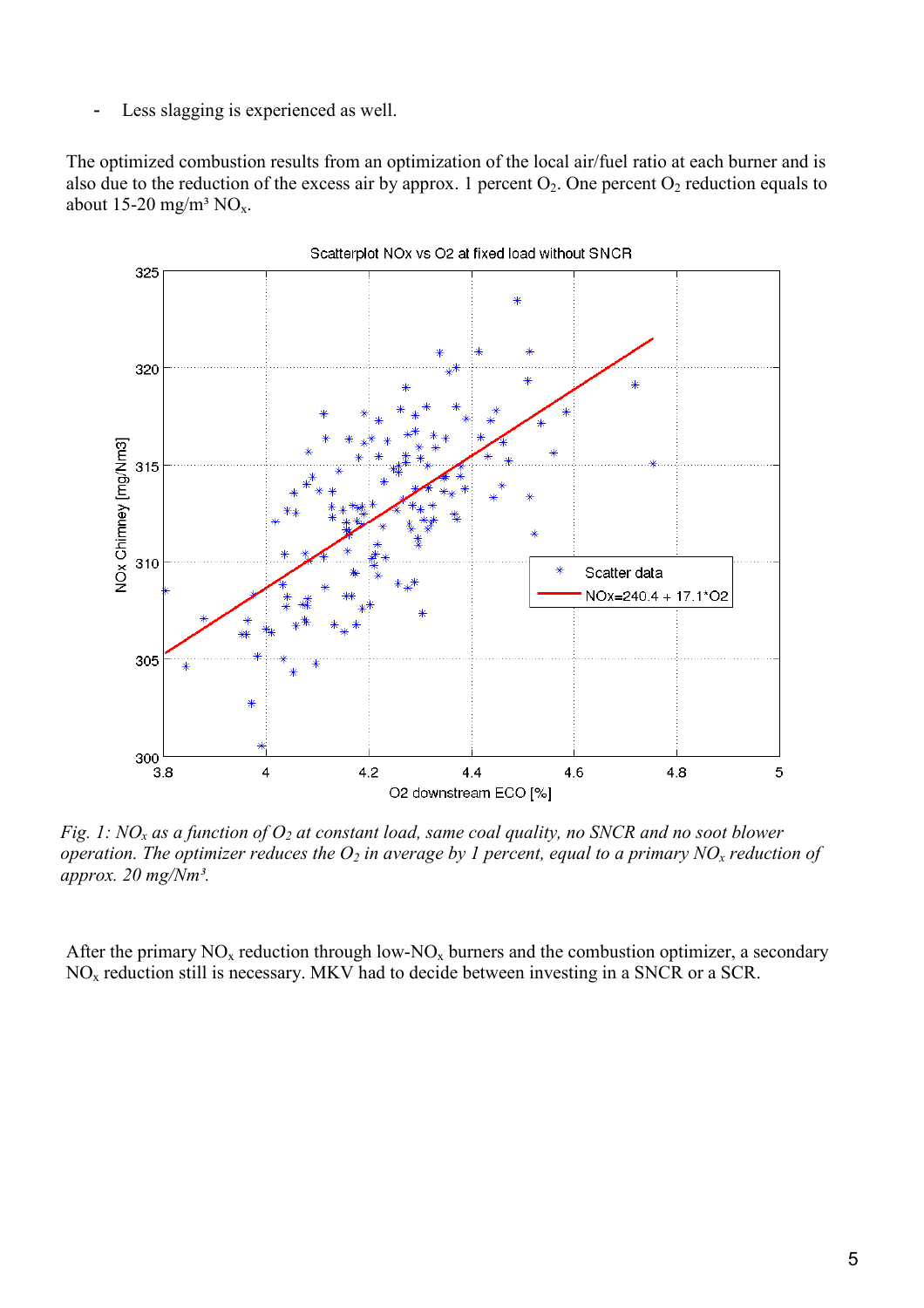- Less slagging is experienced as well.

The optimized combustion results from an optimization of the local air/fuel ratio at each burner and is also due to the reduction of the excess air by approx. 1 percent $O_2$. One percent $O_2$ reduction equals to about 15-20 mg/m³ $NO_x$.

*Fig. 1: $NO_x$ as a function of $O_2$ at constant load, same coal quality, no SNCR and no soot blower operation. The optimizer reduces the $O_2$ in average by 1 percent, equal to a primary $NO_x$ reduction of approx. 20 mg/Nm³.*

After the primary $NO_x$ reduction through low-$NO_x$ burners and the combustion optimizer, a secondary $NO_x$ reduction still is necessary. MKV had to decide between investing in a SNCR or a SCR.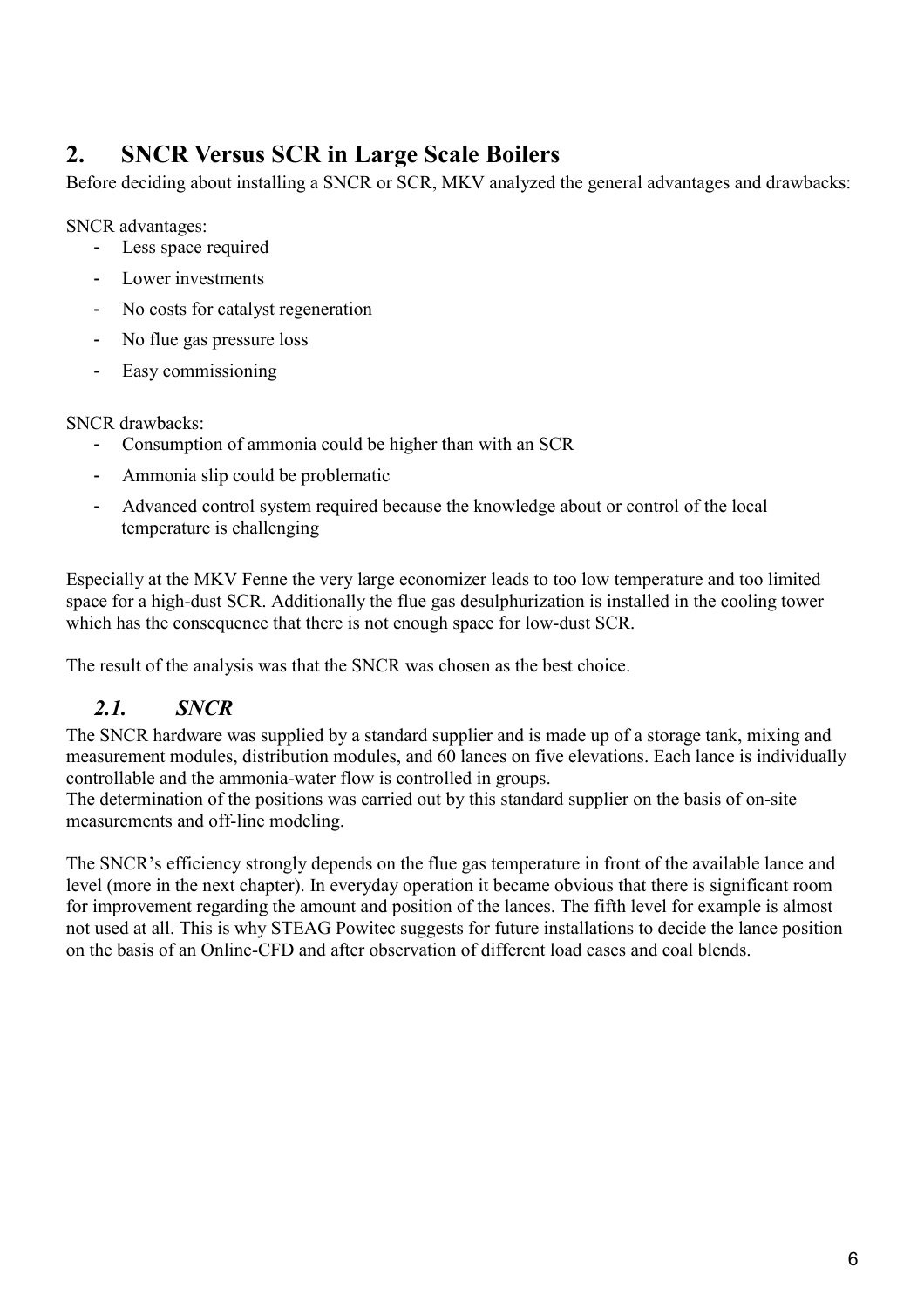## 2. SNCR Versus SCR in Large Scale Boilers

Before deciding about installing a SNCR or SCR, MKV analyzed the general advantages and drawbacks:

SNCR advantages:

- Less space required
- Lower investments
- No costs for catalyst regeneration
- No flue gas pressure loss
- Easy commissioning

SNCR drawbacks:

- Consumption of ammonia could be higher than with an SCR
- Ammonia slip could be problematic
- Advanced control system required because the knowledge about or control of the local temperature is challenging

Especially at the MKV Fenne the very large economizer leads to too low temperature and too limited space for a high-dust SCR. Additionally the flue gas desulphurization is installed in the cooling tower which has the consequence that there is not enough space for low-dust SCR.

The result of the analysis was that the SNCR was chosen as the best choice.

### *2.1. SNCR*

The SNCR hardware was supplied by a standard supplier and is made up of a storage tank, mixing and measurement modules, distribution modules, and 60 lances on five elevations. Each lance is individually controllable and the ammonia-water flow is controlled in groups.
The determination of the positions was carried out by this standard supplier on the basis of on-site measurements and off-line modeling.

The SNCR's efficiency strongly depends on the flue gas temperature in front of the available lance and level (more in the next chapter). In everyday operation it became obvious that there is significant room for improvement regarding the amount and position of the lances. The fifth level for example is almost not used at all. This is why STEAG Powitec suggests for future installations to decide the lance position on the basis of an Online-CFD and after observation of different load cases and coal blends.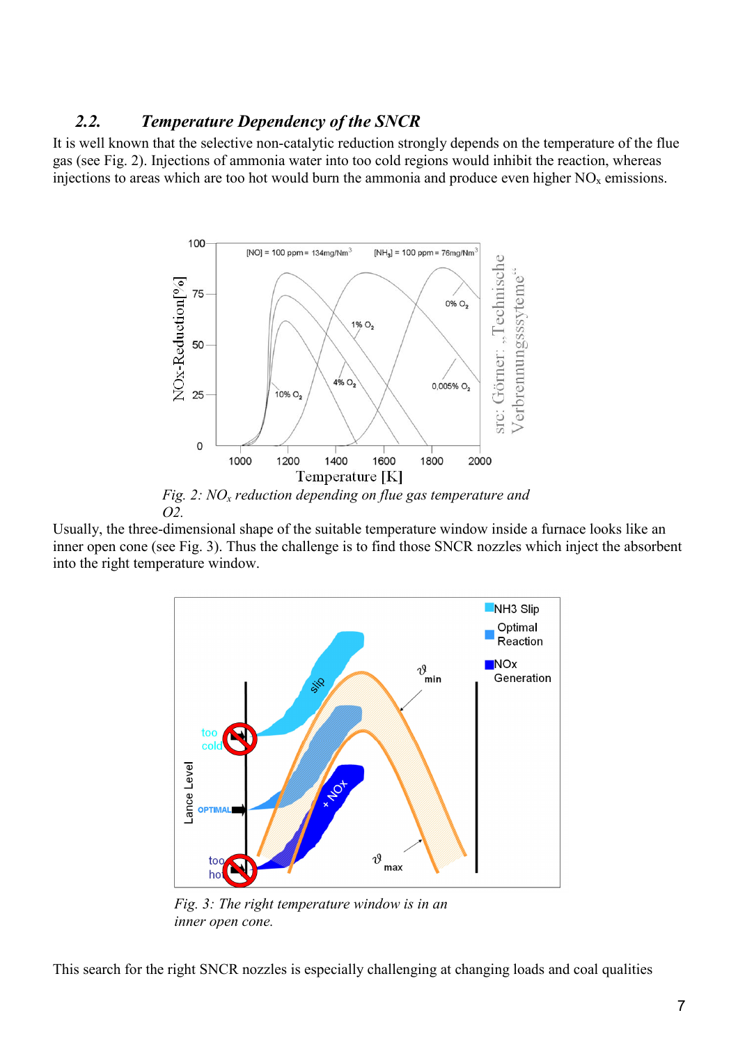### 2.2. *Temperature Dependency of the SNCR*

It is well known that the selective non-catalytic reduction strongly depends on the temperature of the flue gas (see Fig. 2). Injections of ammonia water into too cold regions would inhibit the reaction, whereas injections to areas which are too hot would burn the ammonia and produce even higher $NO_x$ emissions.

*Fig. 2: $NO_x$ reduction depending on flue gas temperature and O2.*

Usually, the three-dimensional shape of the suitable temperature window inside a furnace looks like an inner open cone (see Fig. 3). Thus the challenge is to find those SNCR nozzles which inject the absorbent into the right temperature window.

*Fig. 3: The right temperature window is in an inner open cone.*

This search for the right SNCR nozzles is especially challenging at changing loads and coal qualities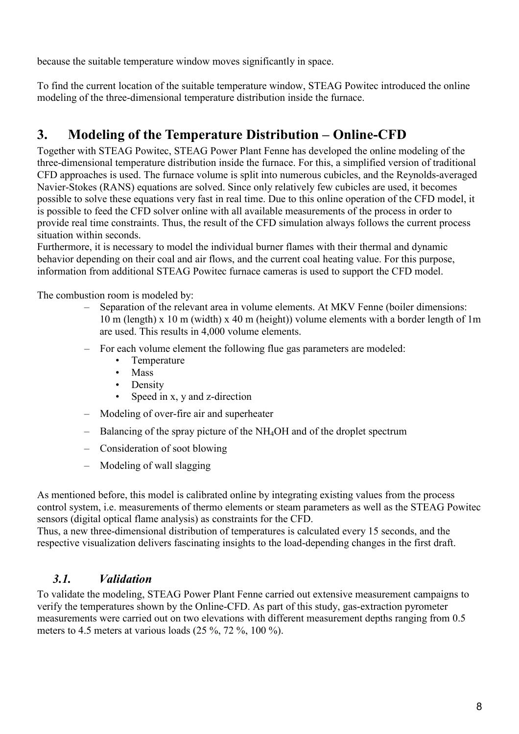because the suitable temperature window moves significantly in space.

To find the current location of the suitable temperature window, STEAG Powitec introduced the online modeling of the three-dimensional temperature distribution inside the furnace.

## 3. Modeling of the Temperature Distribution – Online-CFD

Together with STEAG Powitec, STEAG Power Plant Fenne has developed the online modeling of the three-dimensional temperature distribution inside the furnace. For this, a simplified version of traditional CFD approaches is used. The furnace volume is split into numerous cubicles, and the Reynolds-averaged Navier-Stokes (RANS) equations are solved. Since only relatively few cubicles are used, it becomes possible to solve these equations very fast in real time. Due to this online operation of the CFD model, it is possible to feed the CFD solver online with all available measurements of the process in order to provide real time constraints. Thus, the result of the CFD simulation always follows the current process situation within seconds.
Furthermore, it is necessary to model the individual burner flames with their thermal and dynamic behavior depending on their coal and air flows, and the current coal heating value. For this purpose, information from additional STEAG Powitec furnace cameras is used to support the CFD model.

The combustion room is modeled by:

- Separation of the relevant area in volume elements. At MKV Fenne (boiler dimensions: 10 m (length) x 10 m (width) x 40 m (height)) volume elements with a border length of 1m are used. This results in 4,000 volume elements.
- For each volume element the following flue gas parameters are modeled:
    - Temperature
    - Mass
    - Density
    - Speed in x, y and z-direction
- Modeling of over-fire air and superheater
- Balancing of the spray picture of the $NH_4OH$ and of the droplet spectrum
- Consideration of soot blowing
- Modeling of wall slagging

As mentioned before, this model is calibrated online by integrating existing values from the process control system, i.e. measurements of thermo elements or steam parameters as well as the STEAG Powitec sensors (digital optical flame analysis) as constraints for the CFD.
Thus, a new three-dimensional distribution of temperatures is calculated every 15 seconds, and the respective visualization delivers fascinating insights to the load-depending changes in the first draft.

### *3.1. Validation*

To validate the modeling, STEAG Power Plant Fenne carried out extensive measurement campaigns to verify the temperatures shown by the Online-CFD. As part of this study, gas-extraction pyrometer measurements were carried out on two elevations with different measurement depths ranging from 0.5 meters to 4.5 meters at various loads (25 %, 72 %, 100 %).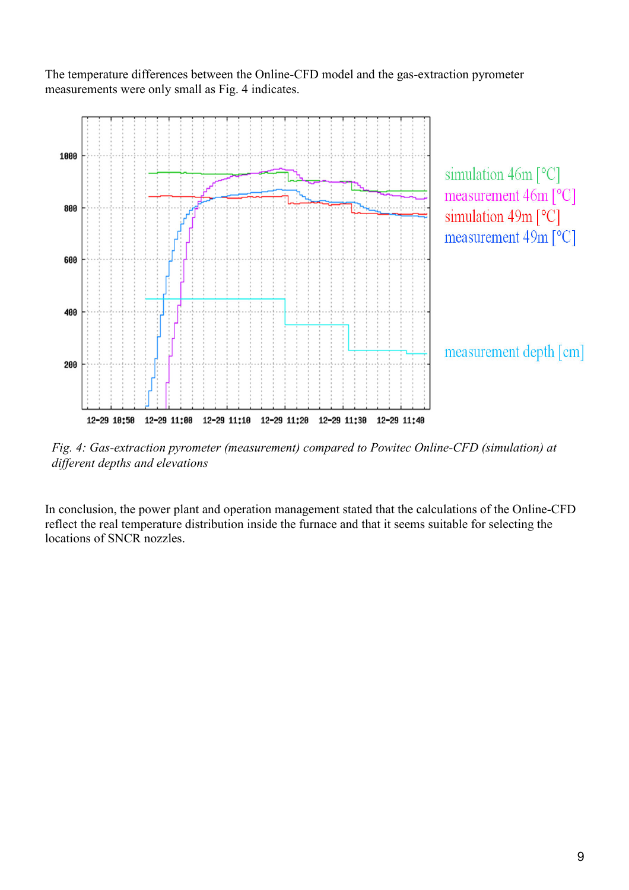The temperature differences between the Online-CFD model and the gas-extraction pyrometer measurements were only small as Fig. 4 indicates.

*Fig. 4: Gas-extraction pyrometer (measurement) compared to Powitec Online-CFD (simulation) at different depths and elevations*

In conclusion, the power plant and operation management stated that the calculations of the Online-CFD reflect the real temperature distribution inside the furnace and that it seems suitable for selecting the locations of SNCR nozzles.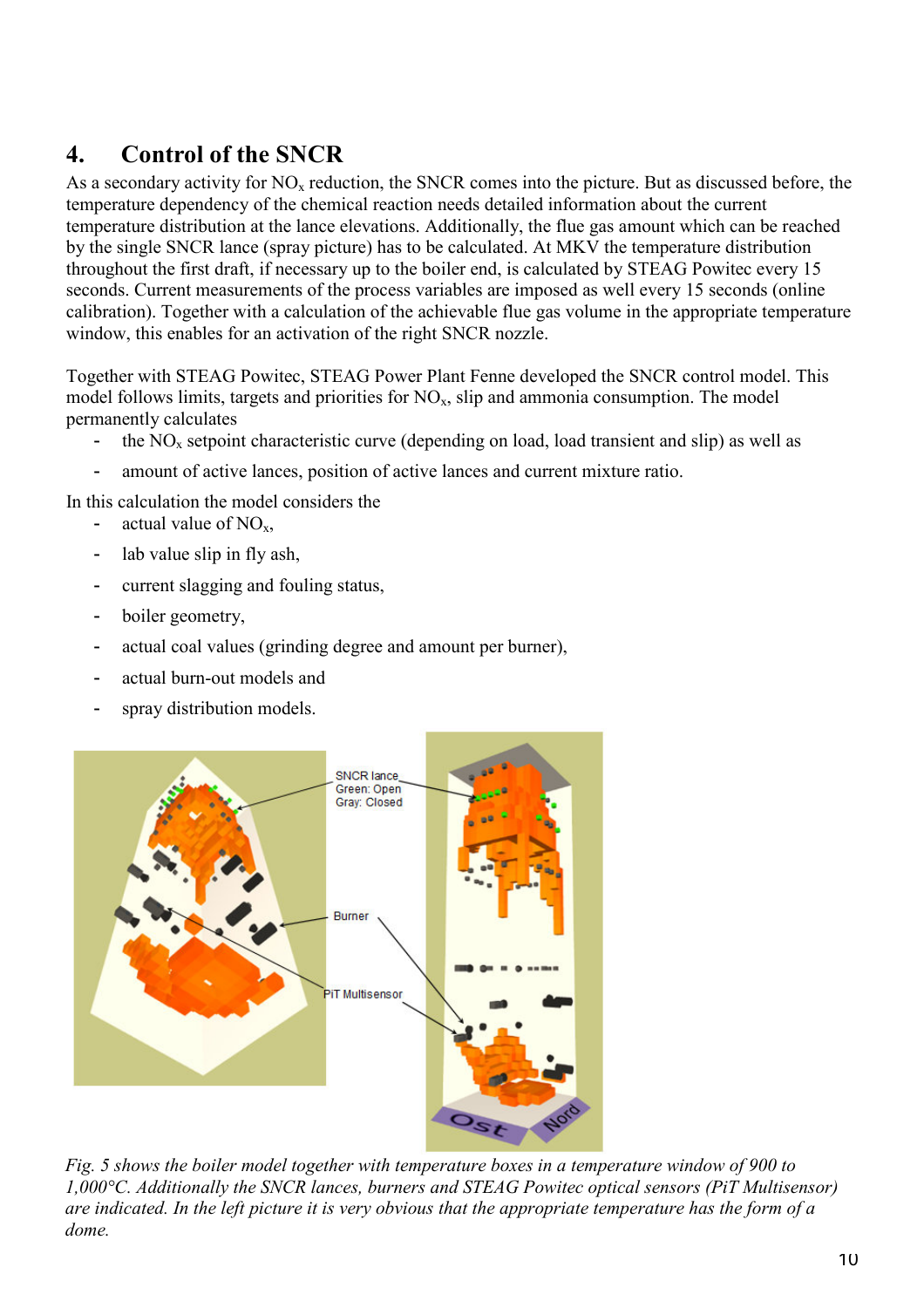## 4. Control of the SNCR

As a secondary activity for $NO_x$ reduction, the SNCR comes into the picture. But as discussed before, the temperature dependency of the chemical reaction needs detailed information about the current temperature distribution at the lance elevations. Additionally, the flue gas amount which can be reached by the single SNCR lance (spray picture) has to be calculated. At MKV the temperature distribution throughout the first draft, if necessary up to the boiler end, is calculated by STEAG Powitec every 15 seconds. Current measurements of the process variables are imposed as well every 15 seconds (online calibration). Together with a calculation of the achievable flue gas volume in the appropriate temperature window, this enables for an activation of the right SNCR nozzle.

Together with STEAG Powitec, STEAG Power Plant Fenne developed the SNCR control model. This model follows limits, targets and priorities for $NO_x$, slip and ammonia consumption. The model permanently calculates

- the $NO_x$ setpoint characteristic curve (depending on load, load transient and slip) as well as
- amount of active lances, position of active lances and current mixture ratio.

In this calculation the model considers the

- actual value of $NO_x$,
- lab value slip in fly ash,
- current slagging and fouling status,
- boiler geometry,
- actual coal values (grinding degree and amount per burner),
- actual burn-out models and
- spray distribution models.

SNCR lance
Green: Open
Gray: Closed

Burner

PiT Multisensor

Ost Nord

*Fig. 5 shows the boiler model together with temperature boxes in a temperature window of 900 to 1,000°C. Additionally the SNCR lances, burners and STEAG Powitec optical sensors (PiT Multisensor) are indicated. In the left picture it is very obvious that the appropriate temperature has the form of a dome.*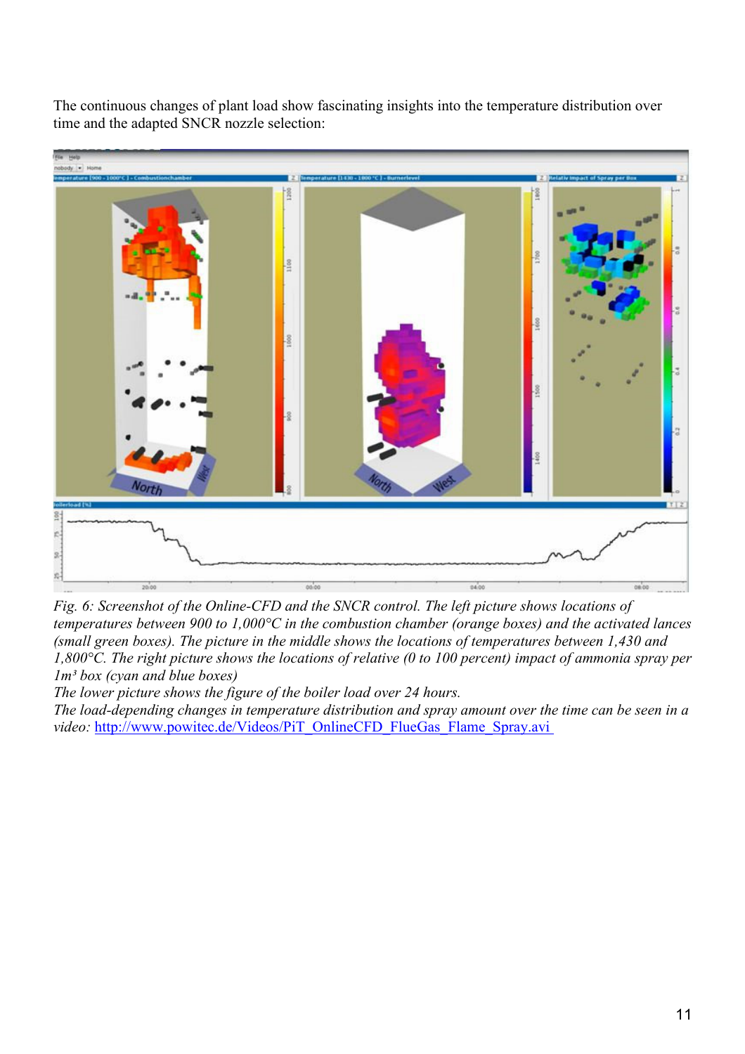The continuous changes of plant load show fascinating insights into the temperature distribution over time and the adapted SNCR nozzle selection:

*Fig. 6: Screenshot of the Online-CFD and the SNCR control. The left picture shows locations of temperatures between 900 to 1,000°C in the combustion chamber (orange boxes) and the activated lances (small green boxes). The picture in the middle shows the locations of temperatures between 1,430 and 1,800°C. The right picture shows the locations of relative (0 to 100 percent) impact of ammonia spray per 1m³ box (cyan and blue boxes)*
*The lower picture shows the figure of the boiler load over 24 hours.*
*The load-depending changes in temperature distribution and spray amount over the time can be seen in a video:* http://www.powitec.de/Videos/PiT_OnlineCFD_FlueGas_Flame_Spray.avi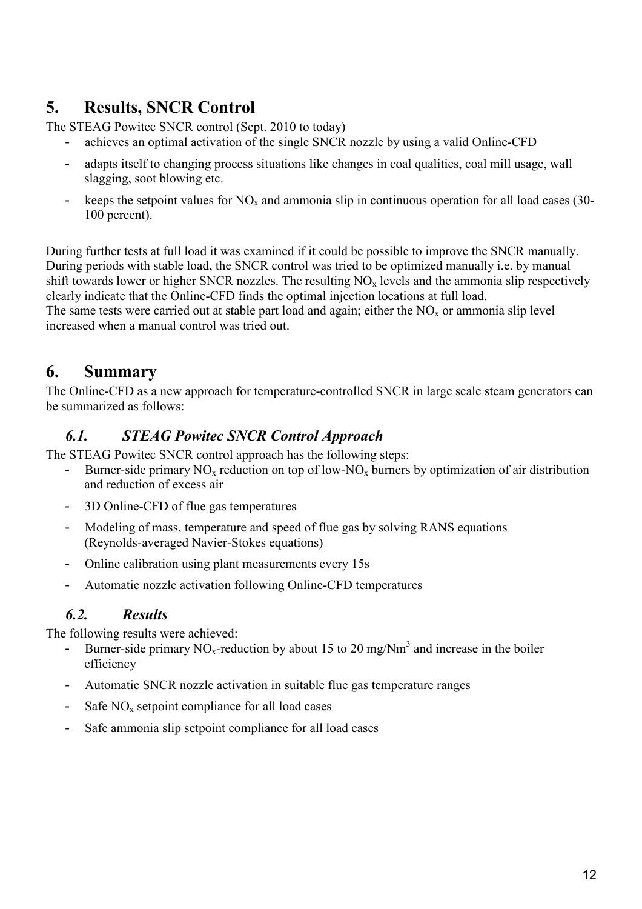## 5. Results, SNCR Control

The STEAG Powitec SNCR control (Sept. 2010 to today)

- achieves an optimal activation of the single SNCR nozzle by using a valid Online-CFD
- adapts itself to changing process situations like changes in coal qualities, coal mill usage, wall slagging, soot blowing etc.
- keeps the setpoint values for $NO_x$ and ammonia slip in continuous operation for all load cases (30-100 percent).

During further tests at full load it was examined if it could be possible to improve the SNCR manually. During periods with stable load, the SNCR control was tried to be optimized manually i.e. by manual shift towards lower or higher SNCR nozzles. The resulting $NO_x$ levels and the ammonia slip respectively clearly indicate that the Online-CFD finds the optimal injection locations at full load.
The same tests were carried out at stable part load and again; either the $NO_x$ or ammonia slip level increased when a manual control was tried out.

## 6. Summary

The Online-CFD as a new approach for temperature-controlled SNCR in large scale steam generators can be summarized as follows:

### *6.1. STEAG Powitec SNCR Control Approach*

The STEAG Powitec SNCR control approach has the following steps:

- Burner-side primary $NO_x$ reduction on top of low-$NO_x$ burners by optimization of air distribution and reduction of excess air
- 3D Online-CFD of flue gas temperatures
- Modeling of mass, temperature and speed of flue gas by solving RANS equations (Reynolds-averaged Navier-Stokes equations)
- Online calibration using plant measurements every 15s
- Automatic nozzle activation following Online-CFD temperatures

### *6.2. Results*

The following results were achieved:

- Burner-side primary $NO_x$-reduction by about 15 to 20 mg/Nm$^3$ and increase in the boiler efficiency
- Automatic SNCR nozzle activation in suitable flue gas temperature ranges
- Safe $NO_x$ setpoint compliance for all load cases
- Safe ammonia slip setpoint compliance for all load cases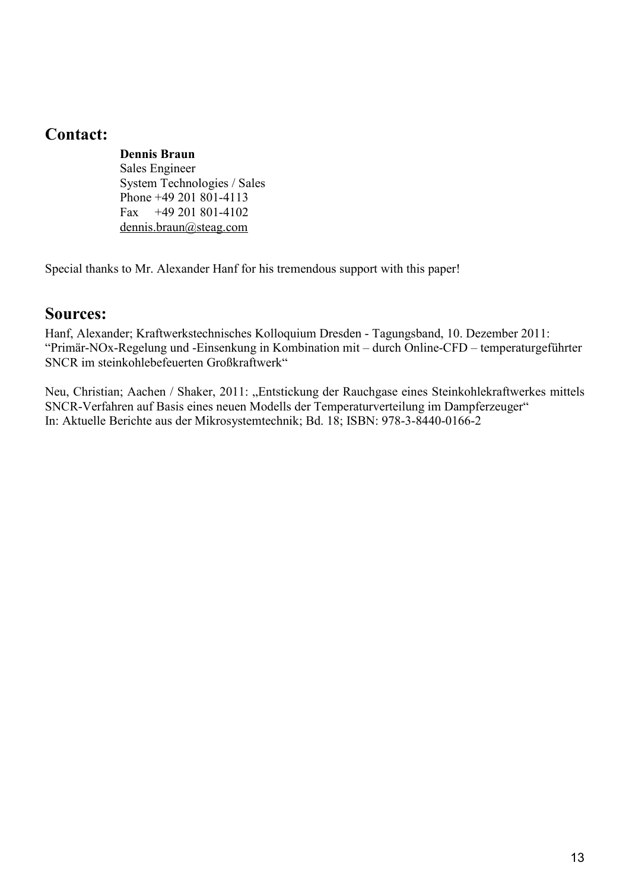## Contact:

**Dennis Braun**
Sales Engineer
System Technologies / Sales
Phone +49 201 801-4113
Fax +49 201 801-4102
dennis.braun@steag.com

Special thanks to Mr. Alexander Hanf for his tremendous support with this paper!

## Sources:

Hanf, Alexander; Kraftwerkstechnisches Kolloquium Dresden - Tagungsband, 10. Dezember 2011: "Primär-NOx-Regelung und -Einsenkung in Kombination mit – durch Online-CFD – temperaturgeführter SNCR im steinkohlebefeuerten Großkraftwerk"

Neu, Christian; Aachen / Shaker, 2011: „Entstickung der Rauchgase eines Steinkohlekraftwerkes mittels SNCR-Verfahren auf Basis eines neuen Modells der Temperaturverteilung im Dampferzeuger"
In: Aktuelle Berichte aus der Mikrosystemtechnik; Bd. 18; ISBN: 978-3-8440-0166-2